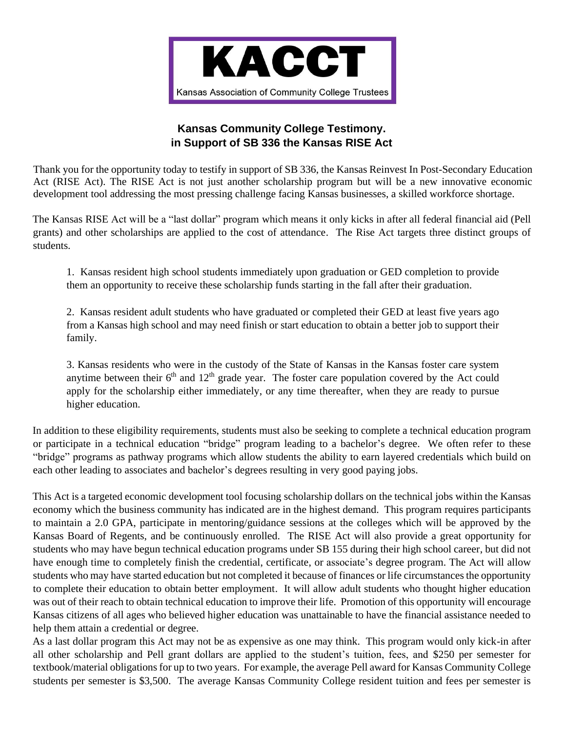# KACCT

Kansas Association of Community College Trustees

## Kansas Community College Testimony. in Support of SB 336 the Kansas RISE Act

Thank you for the opportunity today to testify in support of SB 336, the Kansas Reinvest In Post-Secondary Education Act (RISE Act). The RISE Act is not just another scholarship program but will be a new innovative economic development tool addressing the most pressing challenge facing Kansas businesses, a skilled workforce shortage.

The Kansas RISE Act will be a "last dollar" program which means it only kicks in after all federal financial aid (Pell grants) and other scholarships are applied to the cost of attendance. The Rise Act targets three distinct groups of students.

1. Kansas resident high school students immediately upon graduation or GED completion to provide them an opportunity to receive these scholarship funds starting in the fall after their graduation.

2. Kansas resident adult students who have graduated or completed their GED at least five years ago from a Kansas high school and may need finish or start education to obtain a better job to support their family.

3. Kansas residents who were in the custody of the State of Kansas in the Kansas foster care system anytime between their 6th and 12th grade year. The foster care population covered by the Act could apply for the scholarship either immediately, or any time thereafter, when they are ready to pursue higher education.

In addition to these eligibility requirements, students must also be seeking to complete a technical education program or participate in a technical education "bridge" program leading to a bachelor's degree. We often refer to these "bridge" programs as pathway programs which allow students the ability to earn layered credentials which build on each other leading to associates and bachelor's degrees resulting in very good paying jobs.

This Act is a targeted economic development tool focusing scholarship dollars on the technical jobs within the Kansas economy which the business community has indicated are in the highest demand. This program requires participants to maintain a 2.0 GPA, participate in mentoring/guidance sessions at the colleges which will be approved by the Kansas Board of Regents, and be continuously enrolled. The RISE Act will also provide a great opportunity for students who may have begun technical education programs under SB 155 during their high school career, but did not have enough time to completely finish the credential, certificate, or associate's degree program. The Act will allow students who may have started education but not completed it because of finances or life circumstances the opportunity to complete their education to obtain better employment. It will allow adult students who thought higher education was out of their reach to obtain technical education to improve their life. Promotion of this opportunity will encourage Kansas citizens of all ages who believed higher education was unattainable to have the financial assistance needed to help them attain a credential or degree.

As a last dollar program this Act may not be as expensive as one may think. This program would only kick-in after all other scholarship and Pell grant dollars are applied to the student's tuition, fees, and $250 per semester for textbook/material obligations for up to two years. For example, the average Pell award for Kansas Community College students per semester is $3,500. The average Kansas Community College resident tuition and fees per semester is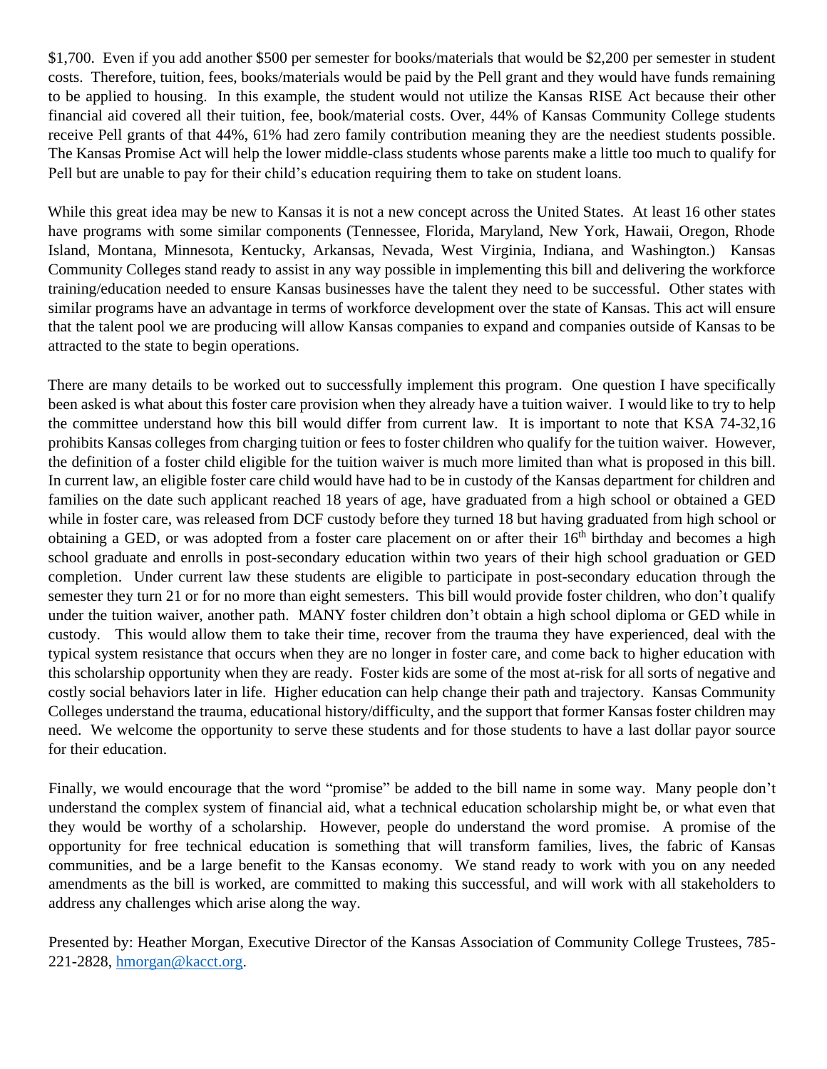$1,700. Even if you add another $500 per semester for books/materials that would be $2,200 per semester in student costs. Therefore, tuition, fees, books/materials would be paid by the Pell grant and they would have funds remaining to be applied to housing. In this example, the student would not utilize the Kansas RISE Act because their other financial aid covered all their tuition, fee, book/material costs. Over, 44% of Kansas Community College students receive Pell grants of that 44%, 61% had zero family contribution meaning they are the neediest students possible. The Kansas Promise Act will help the lower middle-class students whose parents make a little too much to qualify for Pell but are unable to pay for their child's education requiring them to take on student loans.

While this great idea may be new to Kansas it is not a new concept across the United States. At least 16 other states have programs with some similar components (Tennessee, Florida, Maryland, New York, Hawaii, Oregon, Rhode Island, Montana, Minnesota, Kentucky, Arkansas, Nevada, West Virginia, Indiana, and Washington.) Kansas Community Colleges stand ready to assist in any way possible in implementing this bill and delivering the workforce training/education needed to ensure Kansas businesses have the talent they need to be successful. Other states with similar programs have an advantage in terms of workforce development over the state of Kansas. This act will ensure that the talent pool we are producing will allow Kansas companies to expand and companies outside of Kansas to be attracted to the state to begin operations.

There are many details to be worked out to successfully implement this program. One question I have specifically been asked is what about this foster care provision when they already have a tuition waiver. I would like to try to help the committee understand how this bill would differ from current law. It is important to note that KSA 74-32,16 prohibits Kansas colleges from charging tuition or fees to foster children who qualify for the tuition waiver. However, the definition of a foster child eligible for the tuition waiver is much more limited than what is proposed in this bill. In current law, an eligible foster care child would have had to be in custody of the Kansas department for children and families on the date such applicant reached 18 years of age, have graduated from a high school or obtained a GED while in foster care, was released from DCF custody before they turned 18 but having graduated from high school or obtaining a GED, or was adopted from a foster care placement on or after their 16th birthday and becomes a high school graduate and enrolls in post-secondary education within two years of their high school graduation or GED completion. Under current law these students are eligible to participate in post-secondary education through the semester they turn 21 or for no more than eight semesters. This bill would provide foster children, who don't qualify under the tuition waiver, another path. MANY foster children don't obtain a high school diploma or GED while in custody. This would allow them to take their time, recover from the trauma they have experienced, deal with the typical system resistance that occurs when they are no longer in foster care, and come back to higher education with this scholarship opportunity when they are ready. Foster kids are some of the most at-risk for all sorts of negative and costly social behaviors later in life. Higher education can help change their path and trajectory. Kansas Community Colleges understand the trauma, educational history/difficulty, and the support that former Kansas foster children may need. We welcome the opportunity to serve these students and for those students to have a last dollar payor source for their education.

Finally, we would encourage that the word "promise" be added to the bill name in some way. Many people don't understand the complex system of financial aid, what a technical education scholarship might be, or what even that they would be worthy of a scholarship. However, people do understand the word promise. A promise of the opportunity for free technical education is something that will transform families, lives, the fabric of Kansas communities, and be a large benefit to the Kansas economy. We stand ready to work with you on any needed amendments as the bill is worked, are committed to making this successful, and will work with all stakeholders to address any challenges which arise along the way.

Presented by: Heather Morgan, Executive Director of the Kansas Association of Community College Trustees, 785-221-2828, hmorgan@kacct.org.